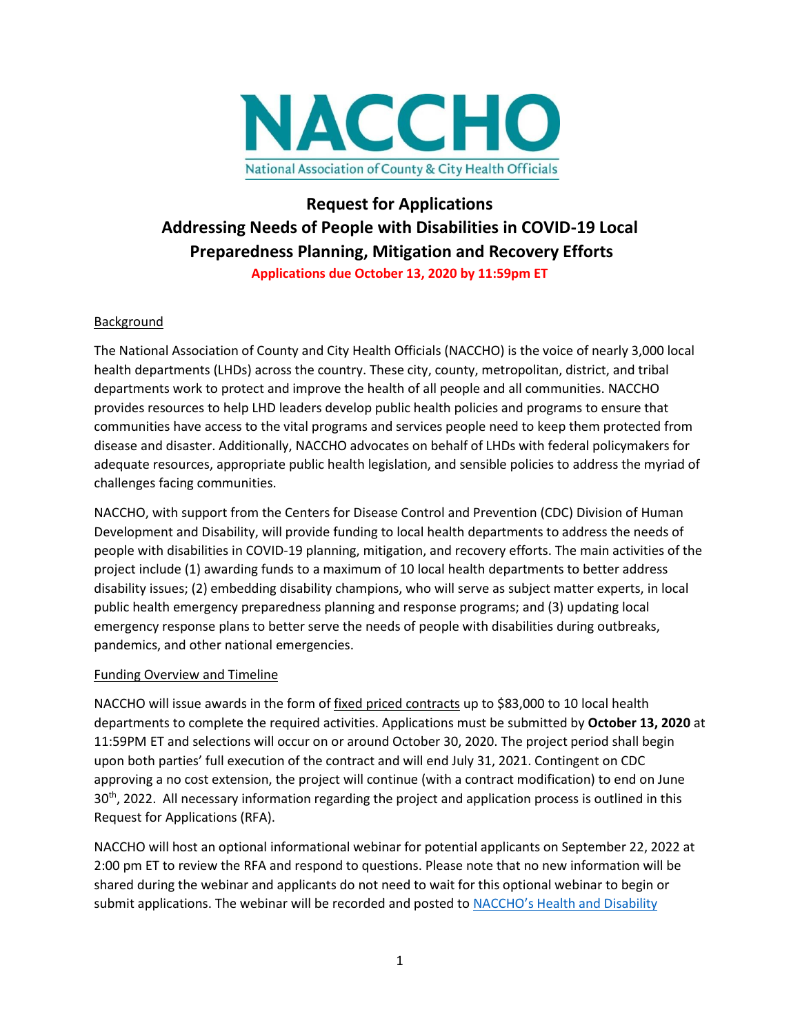NACCHO

National Association of County & City Health Officials

# Request for Applications
# Addressing Needs of People with Disabilities in COVID-19 Local Preparedness Planning, Mitigation and Recovery Efforts

**Applications due October 13, 2020 by 11:59pm ET**

## Background

The National Association of County and City Health Officials (NACCHO) is the voice of nearly 3,000 local health departments (LHDs) across the country. These city, county, metropolitan, district, and tribal departments work to protect and improve the health of all people and all communities. NACCHO provides resources to help LHD leaders develop public health policies and programs to ensure that communities have access to the vital programs and services people need to keep them protected from disease and disaster. Additionally, NACCHO advocates on behalf of LHDs with federal policymakers for adequate resources, appropriate public health legislation, and sensible policies to address the myriad of challenges facing communities.

NACCHO, with support from the Centers for Disease Control and Prevention (CDC) Division of Human Development and Disability, will provide funding to local health departments to address the needs of people with disabilities in COVID-19 planning, mitigation, and recovery efforts. The main activities of the project include (1) awarding funds to a maximum of 10 local health departments to better address disability issues; (2) embedding disability champions, who will serve as subject matter experts, in local public health emergency preparedness planning and response programs; and (3) updating local emergency response plans to better serve the needs of people with disabilities during outbreaks, pandemics, and other national emergencies.

## Funding Overview and Timeline

NACCHO will issue awards in the form of fixed priced contracts up to $83,000 to 10 local health departments to complete the required activities. Applications must be submitted by **October 13, 2020** at 11:59PM ET and selections will occur on or around October 30, 2020. The project period shall begin upon both parties' full execution of the contract and will end July 31, 2021. Contingent on CDC approving a no cost extension, the project will continue (with a contract modification) to end on June 30th, 2022. All necessary information regarding the project and application process is outlined in this Request for Applications (RFA).

NACCHO will host an optional informational webinar for potential applicants on September 22, 2022 at 2:00 pm ET to review the RFA and respond to questions. Please note that no new information will be shared during the webinar and applicants do not need to wait for this optional webinar to begin or submit applications. The webinar will be recorded and posted to NACCHO's Health and Disability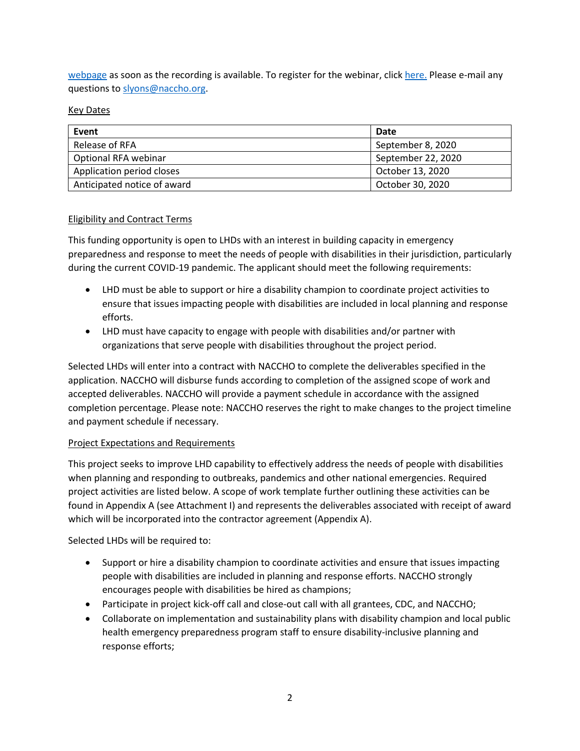webpage as soon as the recording is available. To register for the webinar, click here. Please e-mail any questions to slyons@naccho.org.

<u>Key Dates</u>

| Event | Date |
|---|---|
| Release of RFA | September 8, 2020 |
| Optional RFA webinar | September 22, 2020 |
| Application period closes | October 13, 2020 |
| Anticipated notice of award | October 30, 2020 |

<u>Eligibility and Contract Terms</u>

This funding opportunity is open to LHDs with an interest in building capacity in emergency preparedness and response to meet the needs of people with disabilities in their jurisdiction, particularly during the current COVID-19 pandemic. The applicant should meet the following requirements:

- LHD must be able to support or hire a disability champion to coordinate project activities to ensure that issues impacting people with disabilities are included in local planning and response efforts.
- LHD must have capacity to engage with people with disabilities and/or partner with organizations that serve people with disabilities throughout the project period.

Selected LHDs will enter into a contract with NACCHO to complete the deliverables specified in the application. NACCHO will disburse funds according to completion of the assigned scope of work and accepted deliverables. NACCHO will provide a payment schedule in accordance with the assigned completion percentage. Please note: NACCHO reserves the right to make changes to the project timeline and payment schedule if necessary.

<u>Project Expectations and Requirements</u>

This project seeks to improve LHD capability to effectively address the needs of people with disabilities when planning and responding to outbreaks, pandemics and other national emergencies. Required project activities are listed below. A scope of work template further outlining these activities can be found in Appendix A (see Attachment I) and represents the deliverables associated with receipt of award which will be incorporated into the contractor agreement (Appendix A).

Selected LHDs will be required to:

- Support or hire a disability champion to coordinate activities and ensure that issues impacting people with disabilities are included in planning and response efforts. NACCHO strongly encourages people with disabilities be hired as champions;
- Participate in project kick-off call and close-out call with all grantees, CDC, and NACCHO;
- Collaborate on implementation and sustainability plans with disability champion and local public health emergency preparedness program staff to ensure disability-inclusive planning and response efforts;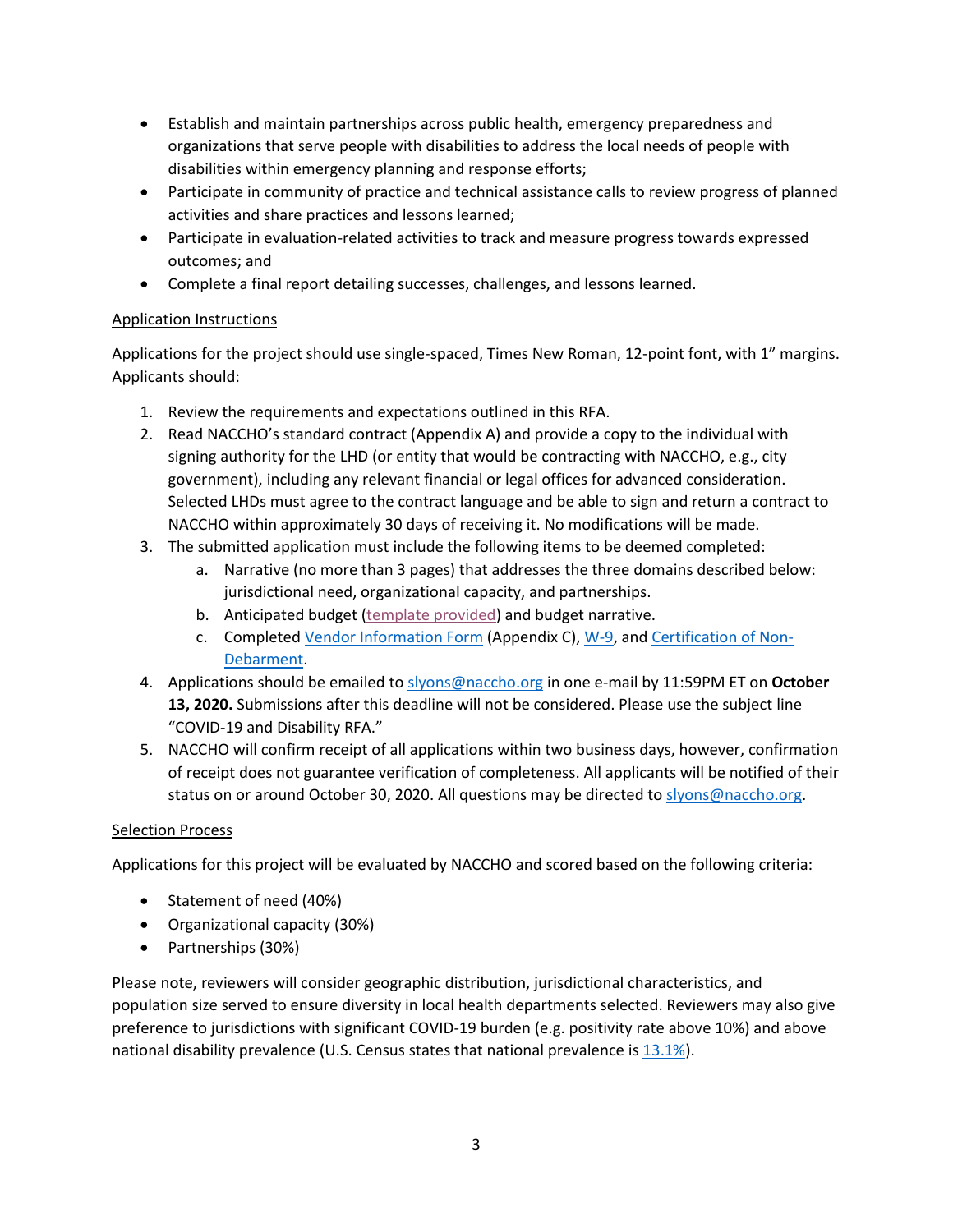- Establish and maintain partnerships across public health, emergency preparedness and organizations that serve people with disabilities to address the local needs of people with disabilities within emergency planning and response efforts;
- Participate in community of practice and technical assistance calls to review progress of planned activities and share practices and lessons learned;
- Participate in evaluation-related activities to track and measure progress towards expressed outcomes; and
- Complete a final report detailing successes, challenges, and lessons learned.

<u>Application Instructions</u>

Applications for the project should use single-spaced, Times New Roman, 12-point font, with 1" margins. Applicants should:

1. Review the requirements and expectations outlined in this RFA.
2. Read NACCHO's standard contract (Appendix A) and provide a copy to the individual with signing authority for the LHD (or entity that would be contracting with NACCHO, e.g., city government), including any relevant financial or legal offices for advanced consideration. Selected LHDs must agree to the contract language and be able to sign and return a contract to NACCHO within approximately 30 days of receiving it. No modifications will be made.
3. The submitted application must include the following items to be deemed completed:
   a. Narrative (no more than 3 pages) that addresses the three domains described below: jurisdictional need, organizational capacity, and partnerships.
   b. Anticipated budget (template provided) and budget narrative.
   c. Completed Vendor Information Form (Appendix C), W-9, and Certification of Non-Debarment.
4. Applications should be emailed to slyons@naccho.org in one e-mail by 11:59PM ET on **October 13, 2020.** Submissions after this deadline will not be considered. Please use the subject line "COVID-19 and Disability RFA."
5. NACCHO will confirm receipt of all applications within two business days, however, confirmation of receipt does not guarantee verification of completeness. All applicants will be notified of their status on or around October 30, 2020. All questions may be directed to slyons@naccho.org.

<u>Selection Process</u>

Applications for this project will be evaluated by NACCHO and scored based on the following criteria:

- Statement of need (40%)
- Organizational capacity (30%)
- Partnerships (30%)

Please note, reviewers will consider geographic distribution, jurisdictional characteristics, and population size served to ensure diversity in local health departments selected. Reviewers may also give preference to jurisdictions with significant COVID-19 burden (e.g. positivity rate above 10%) and above national disability prevalence (U.S. Census states that national prevalence is 13.1%).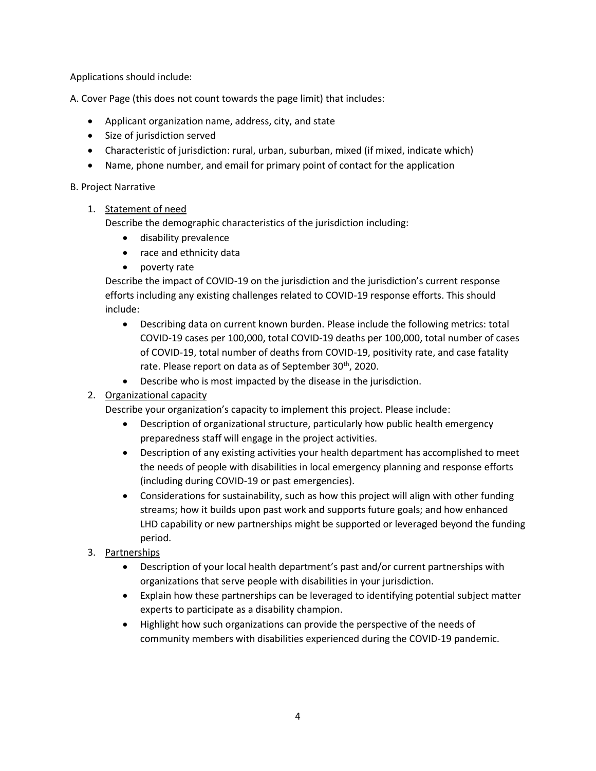Applications should include:

A. Cover Page (this does not count towards the page limit) that includes:

- Applicant organization name, address, city, and state
- Size of jurisdiction served
- Characteristic of jurisdiction: rural, urban, suburban, mixed (if mixed, indicate which)
- Name, phone number, and email for primary point of contact for the application

B. Project Narrative

1. Statement of need

   Describe the demographic characteristics of the jurisdiction including:

   - disability prevalence
   - race and ethnicity data
   - poverty rate

   Describe the impact of COVID-19 on the jurisdiction and the jurisdiction's current response efforts including any existing challenges related to COVID-19 response efforts. This should include:

   - Describing data on current known burden. Please include the following metrics: total COVID-19 cases per 100,000, total COVID-19 deaths per 100,000, total number of cases of COVID-19, total number of deaths from COVID-19, positivity rate, and case fatality rate. Please report on data as of September 30th, 2020.
   - Describe who is most impacted by the disease in the jurisdiction.

2. Organizational capacity

   Describe your organization's capacity to implement this project. Please include:

   - Description of organizational structure, particularly how public health emergency preparedness staff will engage in the project activities.
   - Description of any existing activities your health department has accomplished to meet the needs of people with disabilities in local emergency planning and response efforts (including during COVID-19 or past emergencies).
   - Considerations for sustainability, such as how this project will align with other funding streams; how it builds upon past work and supports future goals; and how enhanced LHD capability or new partnerships might be supported or leveraged beyond the funding period.

3. Partnerships

   - Description of your local health department's past and/or current partnerships with organizations that serve people with disabilities in your jurisdiction.
   - Explain how these partnerships can be leveraged to identifying potential subject matter experts to participate as a disability champion.
   - Highlight how such organizations can provide the perspective of the needs of community members with disabilities experienced during the COVID-19 pandemic.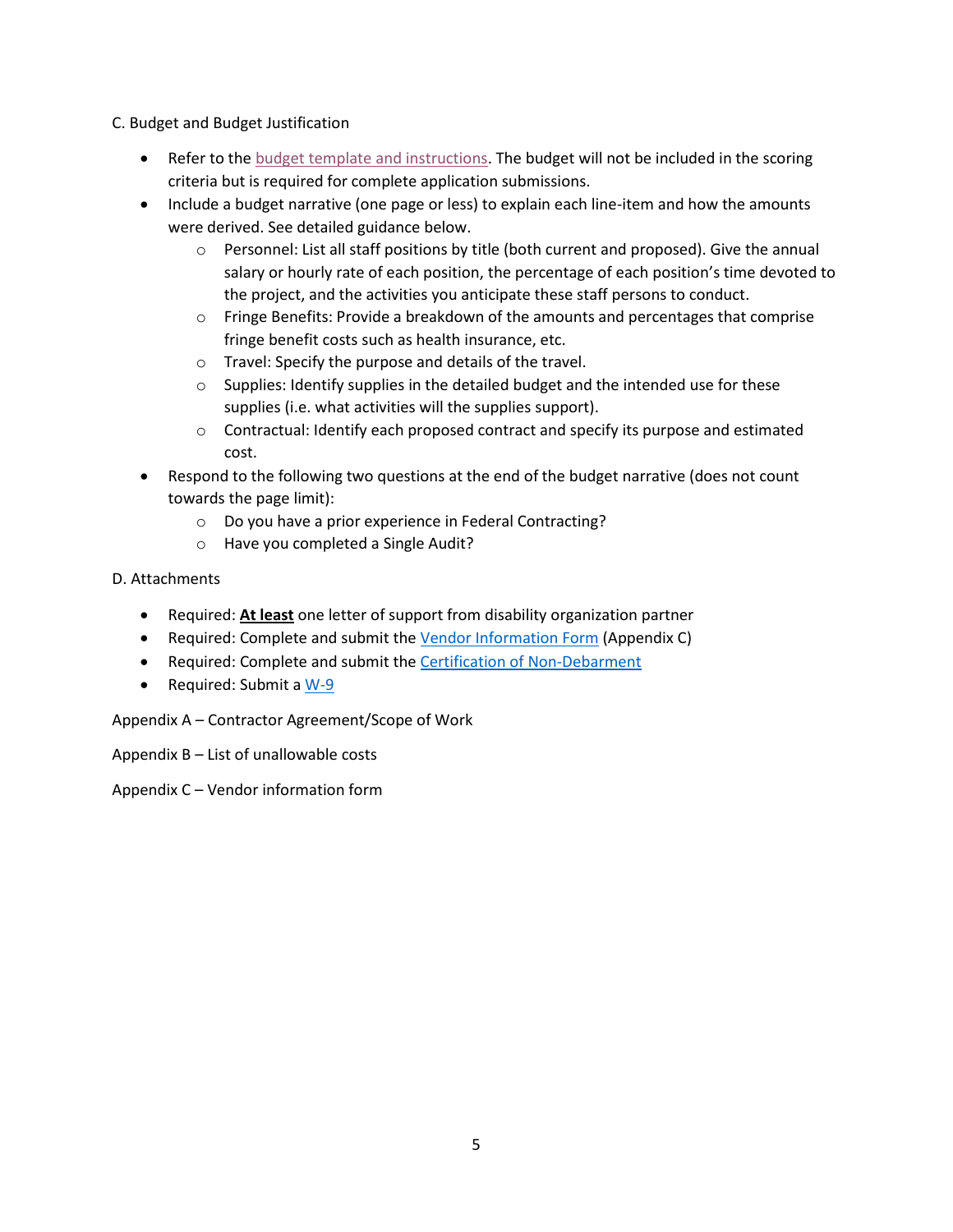C. Budget and Budget Justification

- Refer to the budget template and instructions. The budget will not be included in the scoring criteria but is required for complete application submissions.
- Include a budget narrative (one page or less) to explain each line-item and how the amounts were derived. See detailed guidance below.
  - Personnel: List all staff positions by title (both current and proposed). Give the annual salary or hourly rate of each position, the percentage of each position's time devoted to the project, and the activities you anticipate these staff persons to conduct.
  - Fringe Benefits: Provide a breakdown of the amounts and percentages that comprise fringe benefit costs such as health insurance, etc.
  - Travel: Specify the purpose and details of the travel.
  - Supplies: Identify supplies in the detailed budget and the intended use for these supplies (i.e. what activities will the supplies support).
  - Contractual: Identify each proposed contract and specify its purpose and estimated cost.
- Respond to the following two questions at the end of the budget narrative (does not count towards the page limit):
  - Do you have a prior experience in Federal Contracting?
  - Have you completed a Single Audit?

D. Attachments

- Required: <u>**At least**</u> one letter of support from disability organization partner
- Required: Complete and submit the Vendor Information Form (Appendix C)
- Required: Complete and submit the Certification of Non-Debarment
- Required: Submit a W-9

Appendix A – Contractor Agreement/Scope of Work

Appendix B – List of unallowable costs

Appendix C – Vendor information form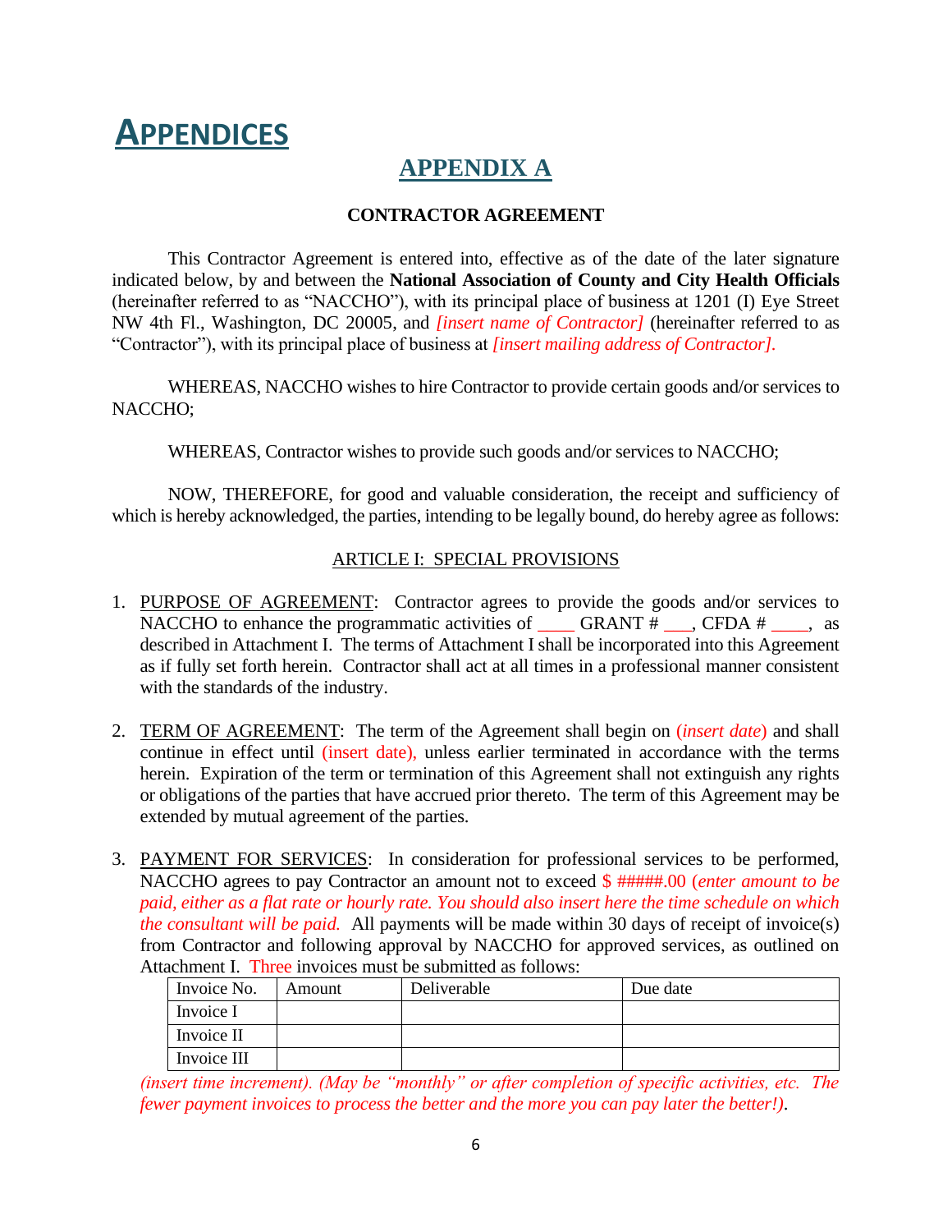# APPENDICES

## APPENDIX A

**CONTRACTOR AGREEMENT**

This Contractor Agreement is entered into, effective as of the date of the later signature indicated below, by and between the **National Association of County and City Health Officials** (hereinafter referred to as "NACCHO"), with its principal place of business at 1201 (I) Eye Street NW 4th Fl., Washington, DC 20005, and *[insert name of Contractor]* (hereinafter referred to as "Contractor"), with its principal place of business at *[insert mailing address of Contractor].*

WHEREAS, NACCHO wishes to hire Contractor to provide certain goods and/or services to NACCHO;

WHEREAS, Contractor wishes to provide such goods and/or services to NACCHO;

NOW, THEREFORE, for good and valuable consideration, the receipt and sufficiency of which is hereby acknowledged, the parties, intending to be legally bound, do hereby agree as follows:

ARTICLE I: SPECIAL PROVISIONS

1. PURPOSE OF AGREEMENT: Contractor agrees to provide the goods and/or services to NACCHO to enhance the programmatic activities of ____ GRANT # ___, CFDA # ____, as described in Attachment I. The terms of Attachment I shall be incorporated into this Agreement as if fully set forth herein. Contractor shall act at all times in a professional manner consistent with the standards of the industry.

2. TERM OF AGREEMENT: The term of the Agreement shall begin on (*insert date*) and shall continue in effect until (insert date), unless earlier terminated in accordance with the terms herein. Expiration of the term or termination of this Agreement shall not extinguish any rights or obligations of the parties that have accrued prior thereto. The term of this Agreement may be extended by mutual agreement of the parties.

3. PAYMENT FOR SERVICES: In consideration for professional services to be performed, NACCHO agrees to pay Contractor an amount not to exceed $ #####.00 (*enter amount to be paid, either as a flat rate or hourly rate. You should also insert here the time schedule on which the consultant will be paid.* All payments will be made within 30 days of receipt of invoice(s) from Contractor and following approval by NACCHO for approved services, as outlined on Attachment I. Three invoices must be submitted as follows:

| Invoice No. | Amount | Deliverable | Due date |
|---|---|---|---|
| Invoice I | | | |
| Invoice II | | | |
| Invoice III | | | |

*(insert time increment). (May be "monthly" or after completion of specific activities, etc. The fewer payment invoices to process the better and the more you can pay later the better!)*.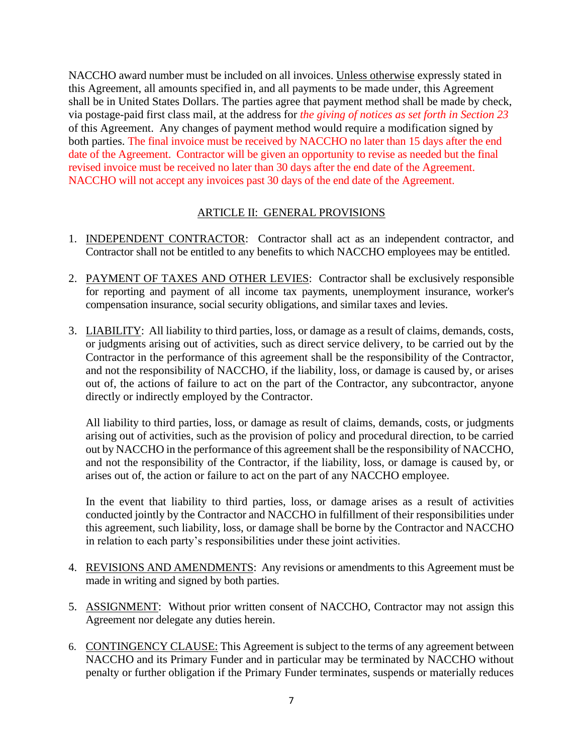NACCHO award number must be included on all invoices. Unless otherwise expressly stated in this Agreement, all amounts specified in, and all payments to be made under, this Agreement shall be in United States Dollars. The parties agree that payment method shall be made by check, via postage-paid first class mail, at the address for *the giving of notices as set forth in Section 23* of this Agreement. Any changes of payment method would require a modification signed by both parties. The final invoice must be received by NACCHO no later than 15 days after the end date of the Agreement. Contractor will be given an opportunity to revise as needed but the final revised invoice must be received no later than 30 days after the end date of the Agreement. NACCHO will not accept any invoices past 30 days of the end date of the Agreement.

## ARTICLE II: GENERAL PROVISIONS

1. INDEPENDENT CONTRACTOR: Contractor shall act as an independent contractor, and Contractor shall not be entitled to any benefits to which NACCHO employees may be entitled.

2. PAYMENT OF TAXES AND OTHER LEVIES: Contractor shall be exclusively responsible for reporting and payment of all income tax payments, unemployment insurance, worker's compensation insurance, social security obligations, and similar taxes and levies.

3. LIABILITY: All liability to third parties, loss, or damage as a result of claims, demands, costs, or judgments arising out of activities, such as direct service delivery, to be carried out by the Contractor in the performance of this agreement shall be the responsibility of the Contractor, and not the responsibility of NACCHO, if the liability, loss, or damage is caused by, or arises out of, the actions of failure to act on the part of the Contractor, any subcontractor, anyone directly or indirectly employed by the Contractor.

   All liability to third parties, loss, or damage as result of claims, demands, costs, or judgments arising out of activities, such as the provision of policy and procedural direction, to be carried out by NACCHO in the performance of this agreement shall be the responsibility of NACCHO, and not the responsibility of the Contractor, if the liability, loss, or damage is caused by, or arises out of, the action or failure to act on the part of any NACCHO employee.

   In the event that liability to third parties, loss, or damage arises as a result of activities conducted jointly by the Contractor and NACCHO in fulfillment of their responsibilities under this agreement, such liability, loss, or damage shall be borne by the Contractor and NACCHO in relation to each party's responsibilities under these joint activities.

4. REVISIONS AND AMENDMENTS: Any revisions or amendments to this Agreement must be made in writing and signed by both parties.

5. ASSIGNMENT: Without prior written consent of NACCHO, Contractor may not assign this Agreement nor delegate any duties herein.

6. CONTINGENCY CLAUSE: This Agreement is subject to the terms of any agreement between NACCHO and its Primary Funder and in particular may be terminated by NACCHO without penalty or further obligation if the Primary Funder terminates, suspends or materially reduces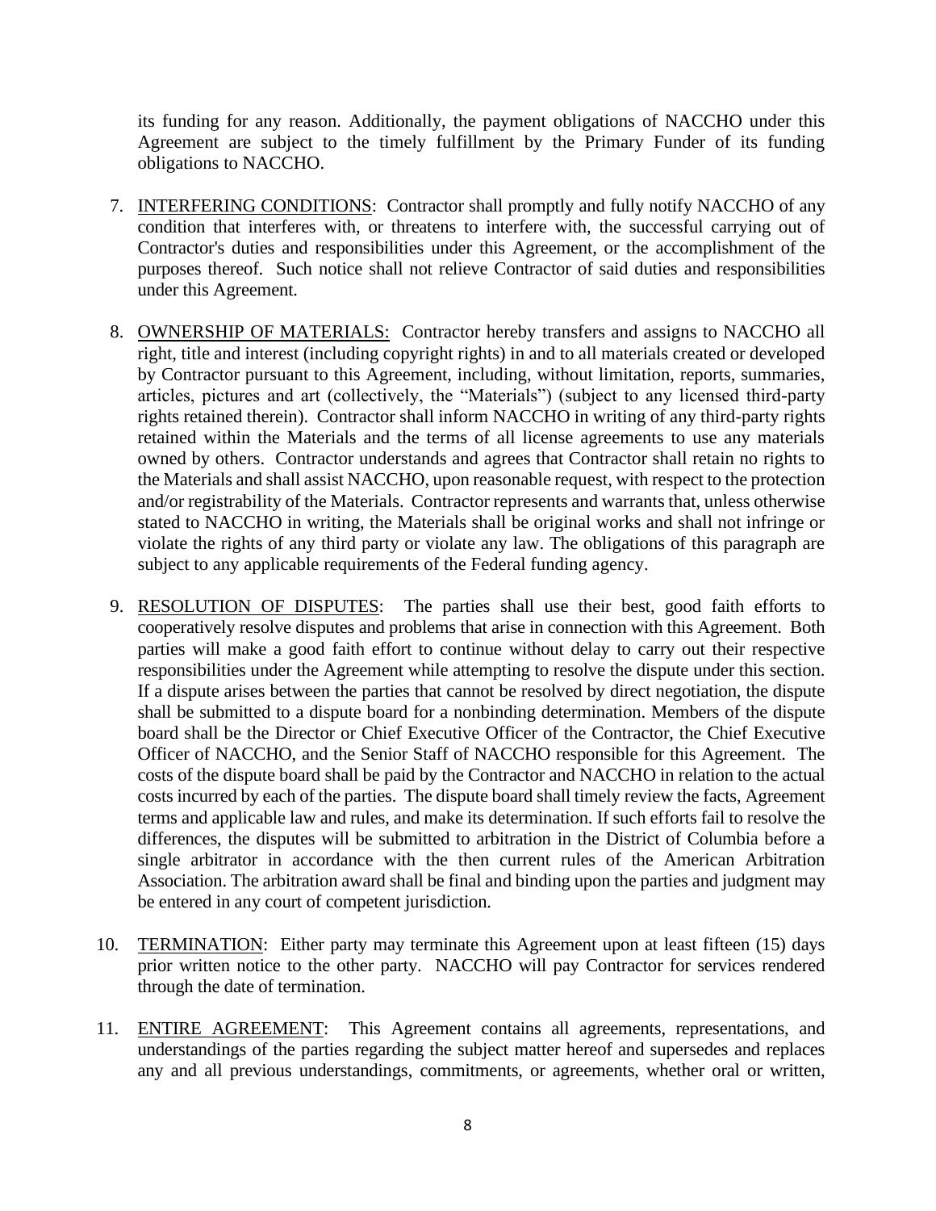its funding for any reason. Additionally, the payment obligations of NACCHO under this Agreement are subject to the timely fulfillment by the Primary Funder of its funding obligations to NACCHO.

7. <u>INTERFERING CONDITIONS</u>: Contractor shall promptly and fully notify NACCHO of any condition that interferes with, or threatens to interfere with, the successful carrying out of Contractor's duties and responsibilities under this Agreement, or the accomplishment of the purposes thereof. Such notice shall not relieve Contractor of said duties and responsibilities under this Agreement.

8. <u>OWNERSHIP OF MATERIALS:</u> Contractor hereby transfers and assigns to NACCHO all right, title and interest (including copyright rights) in and to all materials created or developed by Contractor pursuant to this Agreement, including, without limitation, reports, summaries, articles, pictures and art (collectively, the "Materials") (subject to any licensed third-party rights retained therein). Contractor shall inform NACCHO in writing of any third-party rights retained within the Materials and the terms of all license agreements to use any materials owned by others. Contractor understands and agrees that Contractor shall retain no rights to the Materials and shall assist NACCHO, upon reasonable request, with respect to the protection and/or registrability of the Materials. Contractor represents and warrants that, unless otherwise stated to NACCHO in writing, the Materials shall be original works and shall not infringe or violate the rights of any third party or violate any law. The obligations of this paragraph are subject to any applicable requirements of the Federal funding agency.

9. <u>RESOLUTION OF DISPUTES</u>: The parties shall use their best, good faith efforts to cooperatively resolve disputes and problems that arise in connection with this Agreement. Both parties will make a good faith effort to continue without delay to carry out their respective responsibilities under the Agreement while attempting to resolve the dispute under this section. If a dispute arises between the parties that cannot be resolved by direct negotiation, the dispute shall be submitted to a dispute board for a nonbinding determination. Members of the dispute board shall be the Director or Chief Executive Officer of the Contractor, the Chief Executive Officer of NACCHO, and the Senior Staff of NACCHO responsible for this Agreement. The costs of the dispute board shall be paid by the Contractor and NACCHO in relation to the actual costs incurred by each of the parties. The dispute board shall timely review the facts, Agreement terms and applicable law and rules, and make its determination. If such efforts fail to resolve the differences, the disputes will be submitted to arbitration in the District of Columbia before a single arbitrator in accordance with the then current rules of the American Arbitration Association. The arbitration award shall be final and binding upon the parties and judgment may be entered in any court of competent jurisdiction.

10. <u>TERMINATION</u>: Either party may terminate this Agreement upon at least fifteen (15) days prior written notice to the other party. NACCHO will pay Contractor for services rendered through the date of termination.

11. <u>ENTIRE AGREEMENT</u>: This Agreement contains all agreements, representations, and understandings of the parties regarding the subject matter hereof and supersedes and replaces any and all previous understandings, commitments, or agreements, whether oral or written,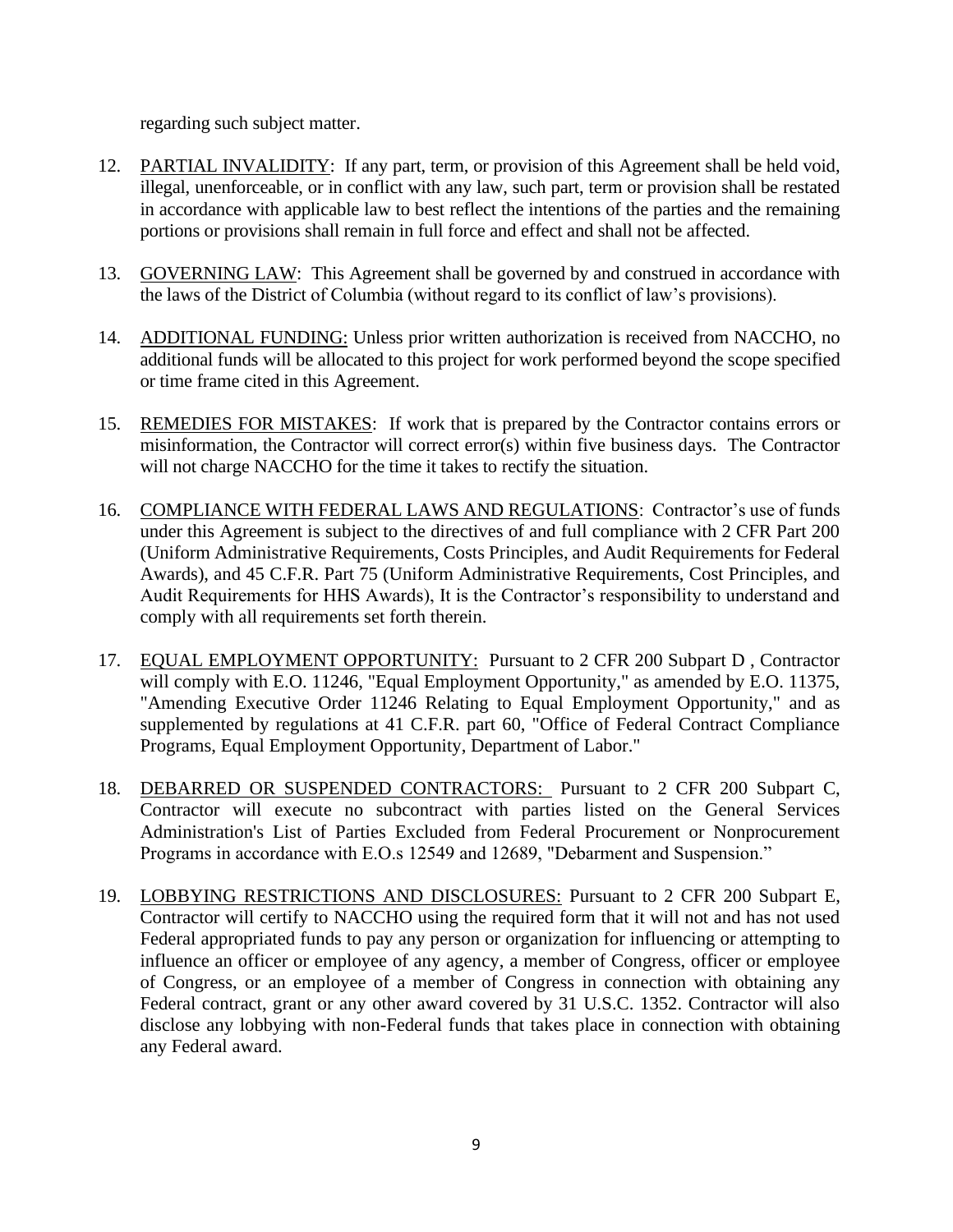regarding such subject matter.

12. <u>PARTIAL INVALIDITY</u>: If any part, term, or provision of this Agreement shall be held void, illegal, unenforceable, or in conflict with any law, such part, term or provision shall be restated in accordance with applicable law to best reflect the intentions of the parties and the remaining portions or provisions shall remain in full force and effect and shall not be affected.

13. <u>GOVERNING LAW</u>: This Agreement shall be governed by and construed in accordance with the laws of the District of Columbia (without regard to its conflict of law's provisions).

14. <u>ADDITIONAL FUNDING:</u> Unless prior written authorization is received from NACCHO, no additional funds will be allocated to this project for work performed beyond the scope specified or time frame cited in this Agreement.

15. <u>REMEDIES FOR MISTAKES</u>: If work that is prepared by the Contractor contains errors or misinformation, the Contractor will correct error(s) within five business days. The Contractor will not charge NACCHO for the time it takes to rectify the situation.

16. <u>COMPLIANCE WITH FEDERAL LAWS AND REGULATIONS</u>: Contractor's use of funds under this Agreement is subject to the directives of and full compliance with 2 CFR Part 200 (Uniform Administrative Requirements, Costs Principles, and Audit Requirements for Federal Awards), and 45 C.F.R. Part 75 (Uniform Administrative Requirements, Cost Principles, and Audit Requirements for HHS Awards), It is the Contractor's responsibility to understand and comply with all requirements set forth therein.

17. <u>EQUAL EMPLOYMENT OPPORTUNITY:</u> Pursuant to 2 CFR 200 Subpart D , Contractor will comply with E.O. 11246, "Equal Employment Opportunity," as amended by E.O. 11375, "Amending Executive Order 11246 Relating to Equal Employment Opportunity," and as supplemented by regulations at 41 C.F.R. part 60, "Office of Federal Contract Compliance Programs, Equal Employment Opportunity, Department of Labor."

18. <u>DEBARRED OR SUSPENDED CONTRACTORS:</u> Pursuant to 2 CFR 200 Subpart C, Contractor will execute no subcontract with parties listed on the General Services Administration's List of Parties Excluded from Federal Procurement or Nonprocurement Programs in accordance with E.O.s 12549 and 12689, "Debarment and Suspension."

19. <u>LOBBYING RESTRICTIONS AND DISCLOSURES:</u> Pursuant to 2 CFR 200 Subpart E, Contractor will certify to NACCHO using the required form that it will not and has not used Federal appropriated funds to pay any person or organization for influencing or attempting to influence an officer or employee of any agency, a member of Congress, officer or employee of Congress, or an employee of a member of Congress in connection with obtaining any Federal contract, grant or any other award covered by 31 U.S.C. 1352. Contractor will also disclose any lobbying with non-Federal funds that takes place in connection with obtaining any Federal award.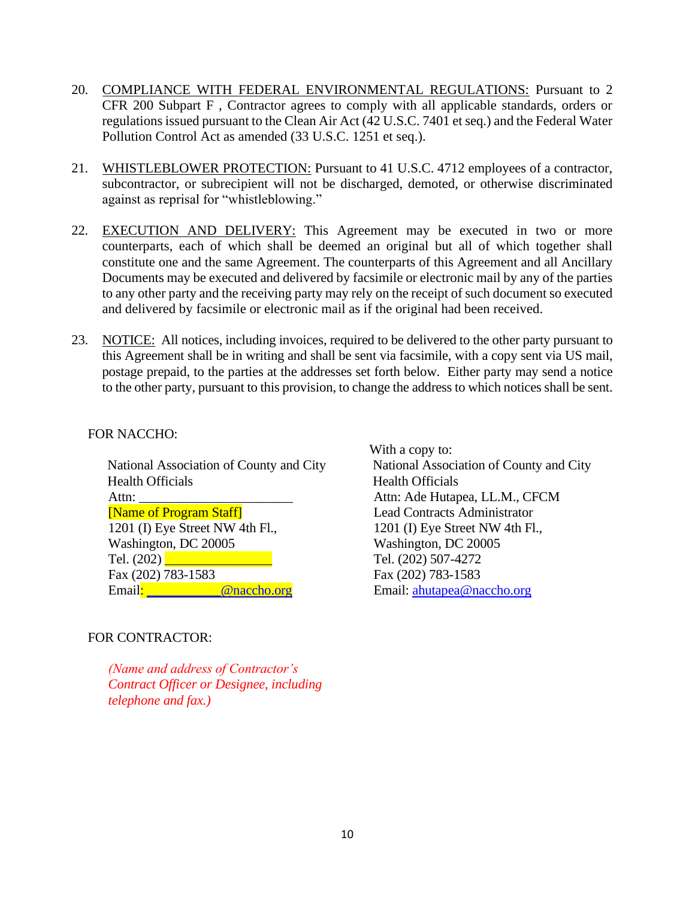20. <u>COMPLIANCE WITH FEDERAL ENVIRONMENTAL REGULATIONS:</u> Pursuant to 2 CFR 200 Subpart F , Contractor agrees to comply with all applicable standards, orders or regulations issued pursuant to the Clean Air Act (42 U.S.C. 7401 et seq.) and the Federal Water Pollution Control Act as amended (33 U.S.C. 1251 et seq.).

21. <u>WHISTLEBLOWER PROTECTION:</u> Pursuant to 41 U.S.C. 4712 employees of a contractor, subcontractor, or subrecipient will not be discharged, demoted, or otherwise discriminated against as reprisal for "whistleblowing."

22. <u>EXECUTION AND DELIVERY:</u> This Agreement may be executed in two or more counterparts, each of which shall be deemed an original but all of which together shall constitute one and the same Agreement. The counterparts of this Agreement and all Ancillary Documents may be executed and delivered by facsimile or electronic mail by any of the parties to any other party and the receiving party may rely on the receipt of such document so executed and delivered by facsimile or electronic mail as if the original had been received.

23. <u>NOTICE:</u> All notices, including invoices, required to be delivered to the other party pursuant to this Agreement shall be in writing and shall be sent via facsimile, with a copy sent via US mail, postage prepaid, to the parties at the addresses set forth below. Either party may send a notice to the other party, pursuant to this provision, to change the address to which notices shall be sent.

FOR NACCHO:

National Association of County and City Health Officials
Attn: ______________________
[Name of Program Staff]
1201 (I) Eye Street NW 4th Fl.,
Washington, DC 20005
Tel. (202) _______________
Fax (202) 783-1583
Email: __________@naccho.org

With a copy to:
National Association of County and City Health Officials
Attn: Ade Hutapea, LL.M., CFCM
Lead Contracts Administrator
1201 (I) Eye Street NW 4th Fl.,
Washington, DC 20005
Tel. (202) 507-4272
Fax (202) 783-1583
Email: ahutapea@naccho.org

FOR CONTRACTOR:

*(Name and address of Contractor's Contract Officer or Designee, including telephone and fax.)*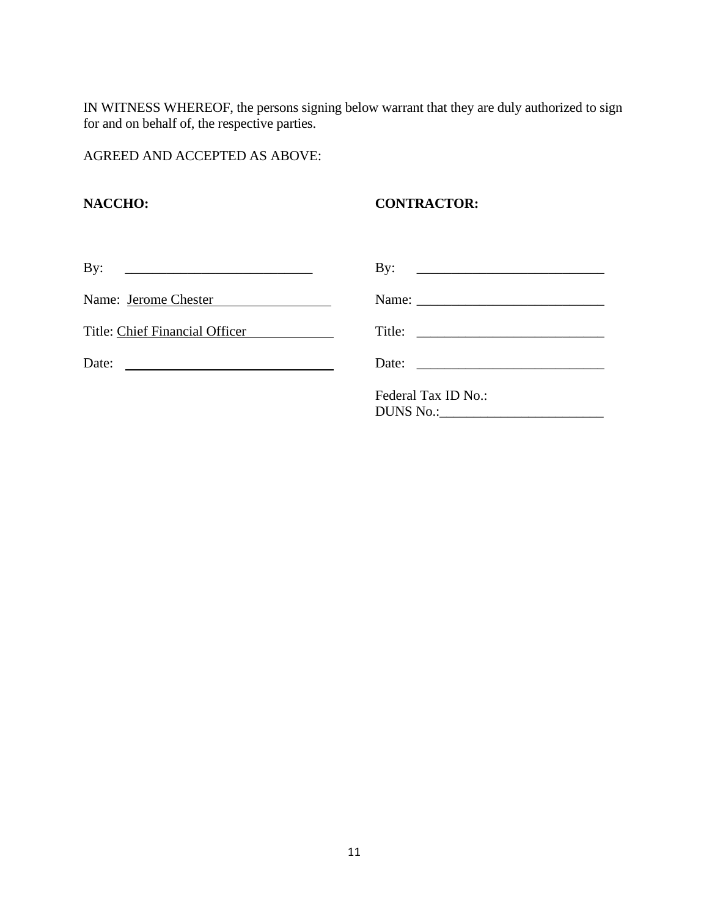IN WITNESS WHEREOF, the persons signing below warrant that they are duly authorized to sign for and on behalf of, the respective parties.

AGREED AND ACCEPTED AS ABOVE:

| **NACCHO:** | **CONTRACTOR:** |
| --- | --- |
| By: ___________________________ | By: ___________________________ |
| Name: Jerome Chester | Name: ___________________________ |
| Title: Chief Financial Officer | Title: ___________________________ |
| Date: ___________________________ | Date: ___________________________ |
| | Federal Tax ID No.:<br>DUNS No.:________________________ |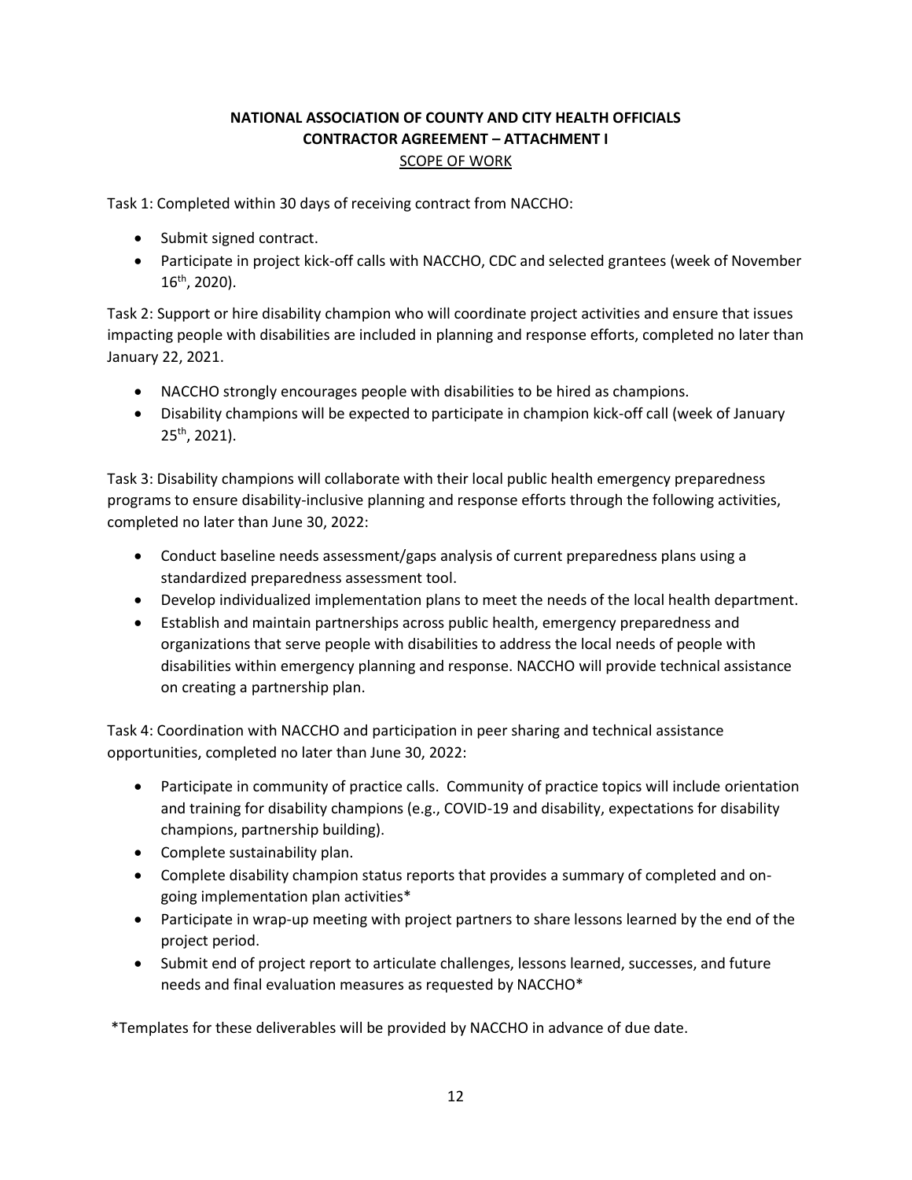**NATIONAL ASSOCIATION OF COUNTY AND CITY HEALTH OFFICIALS**
**CONTRACTOR AGREEMENT – ATTACHMENT I**
SCOPE OF WORK

Task 1: Completed within 30 days of receiving contract from NACCHO:

- Submit signed contract.
- Participate in project kick-off calls with NACCHO, CDC and selected grantees (week of November 16th, 2020).

Task 2: Support or hire disability champion who will coordinate project activities and ensure that issues impacting people with disabilities are included in planning and response efforts, completed no later than January 22, 2021.

- NACCHO strongly encourages people with disabilities to be hired as champions.
- Disability champions will be expected to participate in champion kick-off call (week of January 25th, 2021).

Task 3: Disability champions will collaborate with their local public health emergency preparedness programs to ensure disability-inclusive planning and response efforts through the following activities, completed no later than June 30, 2022:

- Conduct baseline needs assessment/gaps analysis of current preparedness plans using a standardized preparedness assessment tool.
- Develop individualized implementation plans to meet the needs of the local health department.
- Establish and maintain partnerships across public health, emergency preparedness and organizations that serve people with disabilities to address the local needs of people with disabilities within emergency planning and response. NACCHO will provide technical assistance on creating a partnership plan.

Task 4: Coordination with NACCHO and participation in peer sharing and technical assistance opportunities, completed no later than June 30, 2022:

- Participate in community of practice calls. Community of practice topics will include orientation and training for disability champions (e.g., COVID-19 and disability, expectations for disability champions, partnership building).
- Complete sustainability plan.
- Complete disability champion status reports that provides a summary of completed and on-going implementation plan activities*
- Participate in wrap-up meeting with project partners to share lessons learned by the end of the project period.
- Submit end of project report to articulate challenges, lessons learned, successes, and future needs and final evaluation measures as requested by NACCHO*

*Templates for these deliverables will be provided by NACCHO in advance of due date.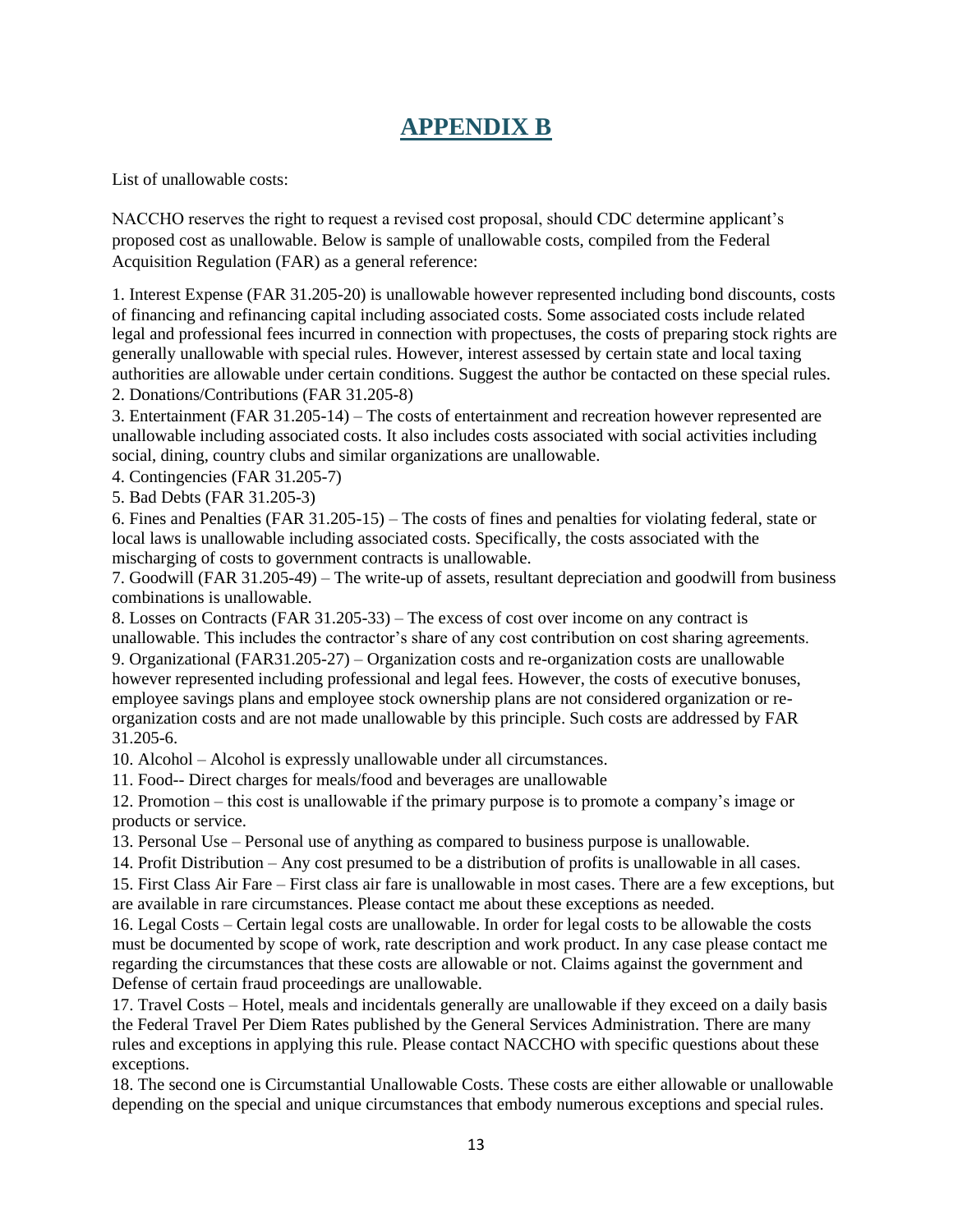# APPENDIX B

List of unallowable costs:

NACCHO reserves the right to request a revised cost proposal, should CDC determine applicant's proposed cost as unallowable. Below is sample of unallowable costs, compiled from the Federal Acquisition Regulation (FAR) as a general reference:

1. Interest Expense (FAR 31.205-20) is unallowable however represented including bond discounts, costs of financing and refinancing capital including associated costs. Some associated costs include related legal and professional fees incurred in connection with propectuses, the costs of preparing stock rights are generally unallowable with special rules. However, interest assessed by certain state and local taxing authorities are allowable under certain conditions. Suggest the author be contacted on these special rules.
2. Donations/Contributions (FAR 31.205-8)
3. Entertainment (FAR 31.205-14) – The costs of entertainment and recreation however represented are unallowable including associated costs. It also includes costs associated with social activities including social, dining, country clubs and similar organizations are unallowable.
4. Contingencies (FAR 31.205-7)
5. Bad Debts (FAR 31.205-3)
6. Fines and Penalties (FAR 31.205-15) – The costs of fines and penalties for violating federal, state or local laws is unallowable including associated costs. Specifically, the costs associated with the mischarging of costs to government contracts is unallowable.
7. Goodwill (FAR 31.205-49) – The write-up of assets, resultant depreciation and goodwill from business combinations is unallowable.
8. Losses on Contracts (FAR 31.205-33) – The excess of cost over income on any contract is unallowable. This includes the contractor's share of any cost contribution on cost sharing agreements.
9. Organizational (FAR31.205-27) – Organization costs and re-organization costs are unallowable however represented including professional and legal fees. However, the costs of executive bonuses, employee savings plans and employee stock ownership plans are not considered organization or re-organization costs and are not made unallowable by this principle. Such costs are addressed by FAR 31.205-6.
10. Alcohol – Alcohol is expressly unallowable under all circumstances.
11. Food-- Direct charges for meals/food and beverages are unallowable
12. Promotion – this cost is unallowable if the primary purpose is to promote a company's image or products or service.
13. Personal Use – Personal use of anything as compared to business purpose is unallowable.
14. Profit Distribution – Any cost presumed to be a distribution of profits is unallowable in all cases.
15. First Class Air Fare – First class air fare is unallowable in most cases. There are a few exceptions, but are available in rare circumstances. Please contact me about these exceptions as needed.
16. Legal Costs – Certain legal costs are unallowable. In order for legal costs to be allowable the costs must be documented by scope of work, rate description and work product. In any case please contact me regarding the circumstances that these costs are allowable or not. Claims against the government and Defense of certain fraud proceedings are unallowable.
17. Travel Costs – Hotel, meals and incidentals generally are unallowable if they exceed on a daily basis the Federal Travel Per Diem Rates published by the General Services Administration. There are many rules and exceptions in applying this rule. Please contact NACCHO with specific questions about these exceptions.
18. The second one is Circumstantial Unallowable Costs. These costs are either allowable or unallowable depending on the special and unique circumstances that embody numerous exceptions and special rules.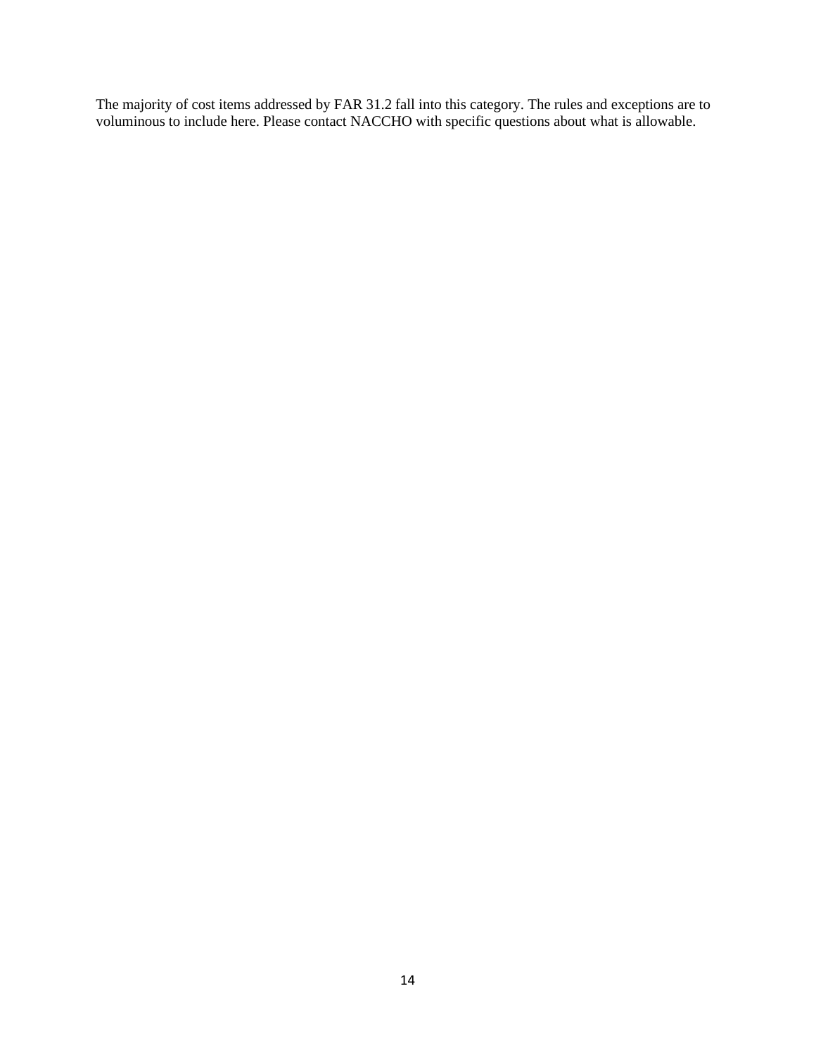The majority of cost items addressed by FAR 31.2 fall into this category. The rules and exceptions are to voluminous to include here. Please contact NACCHO with specific questions about what is allowable.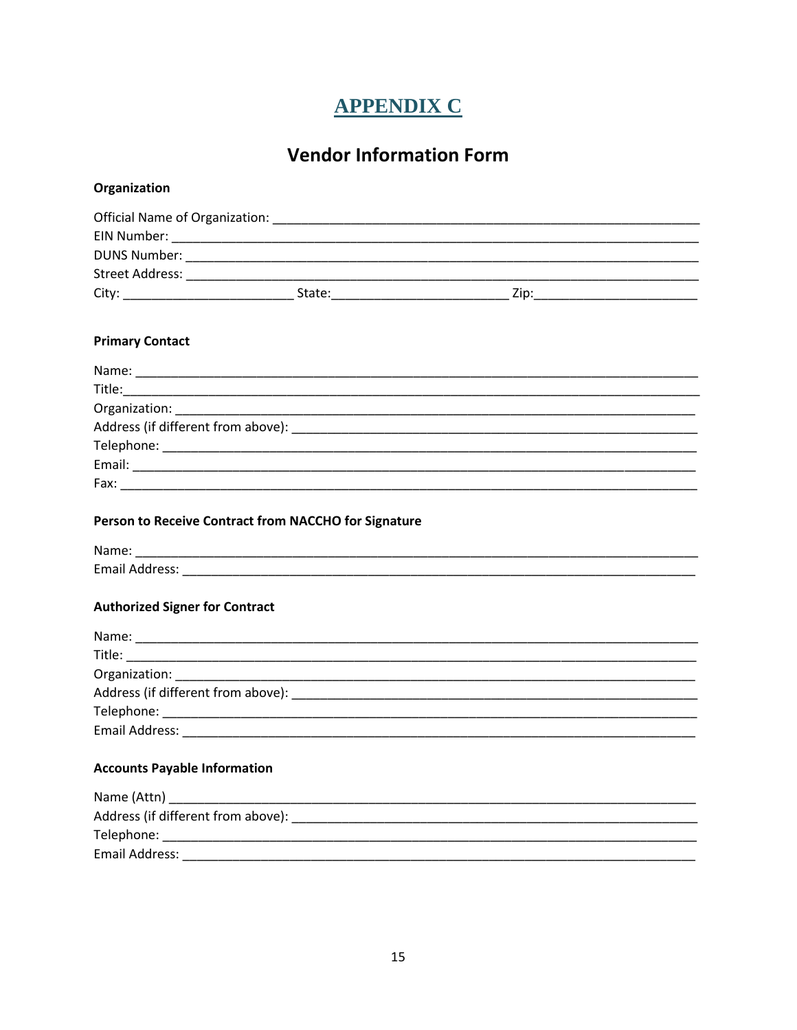# APPENDIX C

## Vendor Information Form

**Organization**

Official Name of Organization: ______________________________________________
EIN Number: ______________________________________________
DUNS Number: ______________________________________________
Street Address: ______________________________________________
City: ______________________ State:______________________ Zip:______________________

**Primary Contact**

Name: ______________________________________________
Title:______________________________________________
Organization: ______________________________________________
Address (if different from above): ______________________________________________
Telephone: ______________________________________________
Email: ______________________________________________
Fax: ______________________________________________

**Person to Receive Contract from NACCHO for Signature**

Name: ______________________________________________
Email Address: ______________________________________________

**Authorized Signer for Contract**

Name: ______________________________________________
Title: ______________________________________________
Organization: ______________________________________________
Address (if different from above): ______________________________________________
Telephone: ______________________________________________
Email Address: ______________________________________________

**Accounts Payable Information**

Name (Attn) ______________________________________________
Address (if different from above): ______________________________________________
Telephone: ______________________________________________
Email Address: ______________________________________________